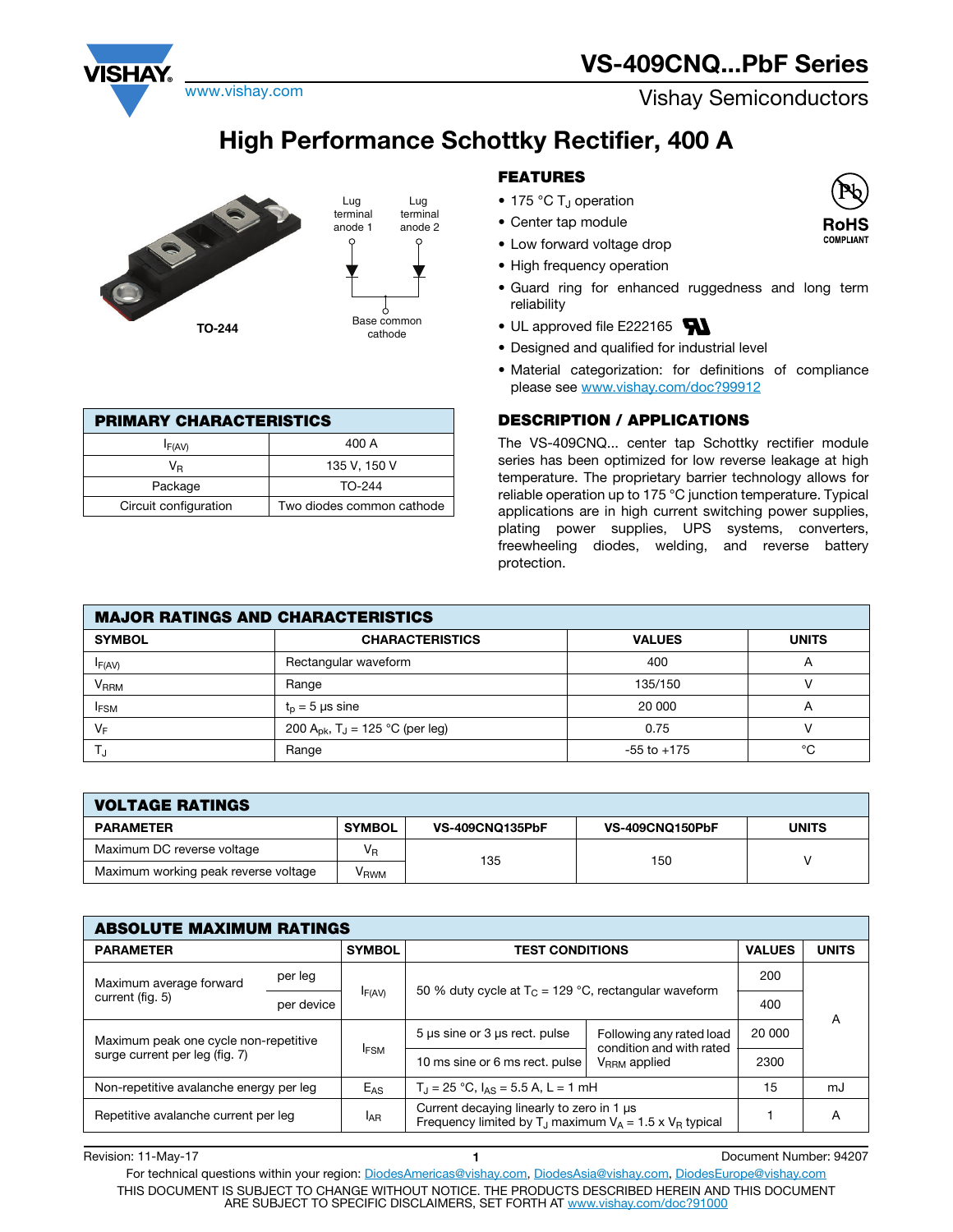# VS-409CNQ...PbF Series

Vishay Semiconductors

## High Performance Schottky Rectifier, 400 A

TO-244

Lug terminal anode 1 | Lug terminal anode 2 | Base common cathode

### FEATURES

- 175 °C $T_J$ operation
- Center tap module
- Low forward voltage drop
- High frequency operation
- Guard ring for enhanced ruggedness and long term reliability
- UL approved file E222165
- Designed and qualified for industrial level
- Material categorization: for definitions of compliance please see www.vishay.com/doc?99912

RoHS COMPLIANT

### PRIMARY CHARACTERISTICS

| PRIMARY CHARACTERISTICS | |
|---|---|
| $I_{F(AV)}$ | 400 A |
| $V_R$ | 135 V, 150 V |
| Package | TO-244 |
| Circuit configuration | Two diodes common cathode |

### DESCRIPTION / APPLICATIONS

The VS-409CNQ... center tap Schottky rectifier module series has been optimized for low reverse leakage at high temperature. The proprietary barrier technology allows for reliable operation up to 175 °C junction temperature. Typical applications are in high current switching power supplies, plating power supplies, UPS systems, converters, freewheeling diodes, welding, and reverse battery protection.

### MAJOR RATINGS AND CHARACTERISTICS

| SYMBOL | CHARACTERISTICS | VALUES | UNITS |
|---|---|---|---|
| $I_{F(AV)}$ | Rectangular waveform | 400 | A |
| $V_{RRM}$ | Range | 135/150 | V |
| $I_{FSM}$ | $t_p$ = 5 μs sine | 20 000 | A |
| $V_F$ | 200 $A_{pk}$, $T_J$ = 125 °C (per leg) | 0.75 | V |
| $T_J$ | Range | -55 to +175 | °C |

### VOLTAGE RATINGS

| PARAMETER | SYMBOL | VS-409CNQ135PbF | VS-409CNQ150PbF | UNITS |
|---|---|---|---|---|
| Maximum DC reverse voltage | $V_R$ | 135 | 150 | V |
| Maximum working peak reverse voltage | $V_{RWM}$ | | | |

### ABSOLUTE MAXIMUM RATINGS

| PARAMETER | | SYMBOL | TEST CONDITIONS | | VALUES | UNITS |
|---|---|---|---|---|---|---|
| Maximum average forward current (fig. 5) | per leg | $I_{F(AV)}$ | 50 % duty cycle at $T_C$ = 129 °C, rectangular waveform | | 200 | A |
| | per device | | | | 400 | |
| Maximum peak one cycle non-repetitive surge current per leg (fig. 7) | | $I_{FSM}$ | 5 μs sine or 3 μs rect. pulse | Following any rated load condition and with rated $V_{RRM}$ applied | 20 000 | |
| | | | 10 ms sine or 6 ms rect. pulse | | 2300 | |
| Non-repetitive avalanche energy per leg | | $E_{AS}$ | $T_J$ = 25 °C, $I_{AS}$ = 5.5 A, L = 1 mH | | 15 | mJ |
| Repetitive avalanche current per leg | | $I_{AR}$ | Current decaying linearly to zero in 1 μs Frequency limited by $T_J$ maximum $V_A$ = 1.5 x $V_R$ typical | | 1 | A |

Revision: 11-May-17 | Document Number: 94207

For technical questions within your region: DiodesAmericas@vishay.com, DiodesAsia@vishay.com, DiodesEurope@vishay.com

THIS DOCUMENT IS SUBJECT TO CHANGE WITHOUT NOTICE. THE PRODUCTS DESCRIBED HEREIN AND THIS DOCUMENT ARE SUBJECT TO SPECIFIC DISCLAIMERS, SET FORTH AT www.vishay.com/doc?91000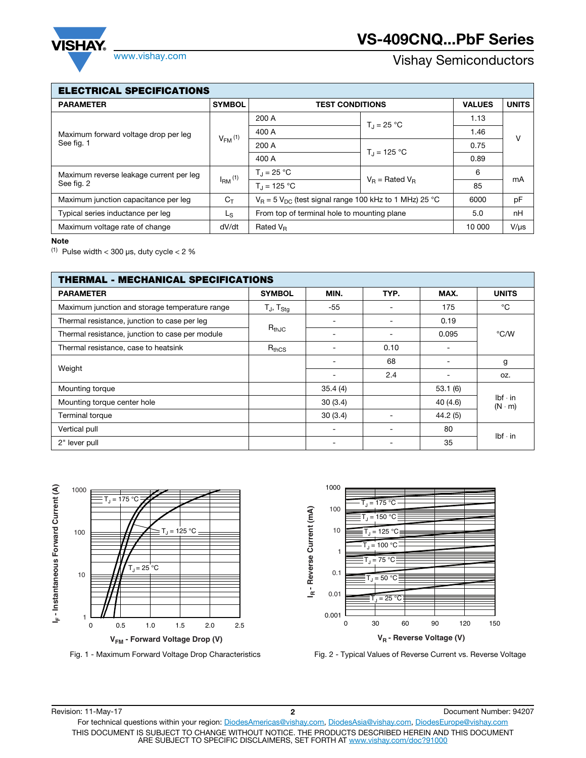## ELECTRICAL SPECIFICATIONS

| PARAMETER | SYMBOL | TEST CONDITIONS | | VALUES | UNITS |
|---|---|---|---|---|---|
| Maximum forward voltage drop per leg<br>See fig. 1 | $V_{FM}$ (1) | 200 A | $T_J$ = 25 °C | 1.13 | V |
| | | 400 A | | 1.46 | |
| | | 200 A | $T_J$ = 125 °C | 0.75 | |
| | | 400 A | | 0.89 | |
| Maximum reverse leakage current per leg<br>See fig. 2 | $I_{RM}$ (1) | $T_J$ = 25 °C | $V_R$ = Rated $V_R$ | 6 | mA |
| | | $T_J$ = 125 °C | | 85 | |
| Maximum junction capacitance per leg | $C_T$ | $V_R$ = 5 $V_{DC}$ (test signal range 100 kHz to 1 MHz) 25 °C | | 6000 | pF |
| Typical series inductance per leg | $L_S$ | From top of terminal hole to mounting plane | | 5.0 | nH |
| Maximum voltage rate of change | dV/dt | Rated $V_R$ | | 10 000 | V/µs |

**Note**

(1) Pulse width < 300 µs, duty cycle < 2 %

## THERMAL - MECHANICAL SPECIFICATIONS

| PARAMETER | SYMBOL | MIN. | TYP. | MAX. | UNITS |
|---|---|---|---|---|---|
| Maximum junction and storage temperature range | $T_J$, $T_{Stg}$ | -55 | - | 175 | °C |
| Thermal resistance, junction to case per leg | $R_{thJC}$ | - | - | 0.19 | °C/W |
| Thermal resistance, junction to case per module | | - | - | 0.095 | |
| Thermal resistance, case to heatsink | $R_{thCS}$ | - | 0.10 | - | |
| Weight | | - | 68 | - | g |
| | | - | 2.4 | - | oz. |
| Mounting torque | | 35.4 (4) | | 53.1 (6) | lbf · in<br>(N · m) |
| Mounting torque center hole | | 30 (3.4) | | 40 (4.6) | |
| Terminal torque | | 30 (3.4) | - | 44.2 (5) | |
| Vertical pull | | - | - | 80 | lbf · in |
| 2" lever pull | | - | - | 35 | |

Fig. 1 - Maximum Forward Voltage Drop Characteristics

Fig. 2 - Typical Values of Reverse Current vs. Reverse Voltage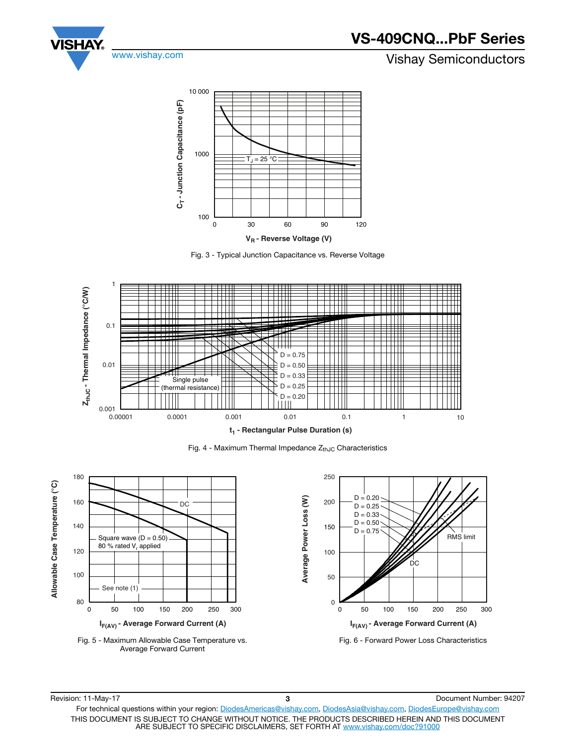Fig. 3 - Typical Junction Capacitance vs. Reverse Voltage

Fig. 4 - Maximum Thermal Impedance $Z_{thJC}$ Characteristics

Fig. 5 - Maximum Allowable Case Temperature vs. Average Forward Current

Fig. 6 - Forward Power Loss Characteristics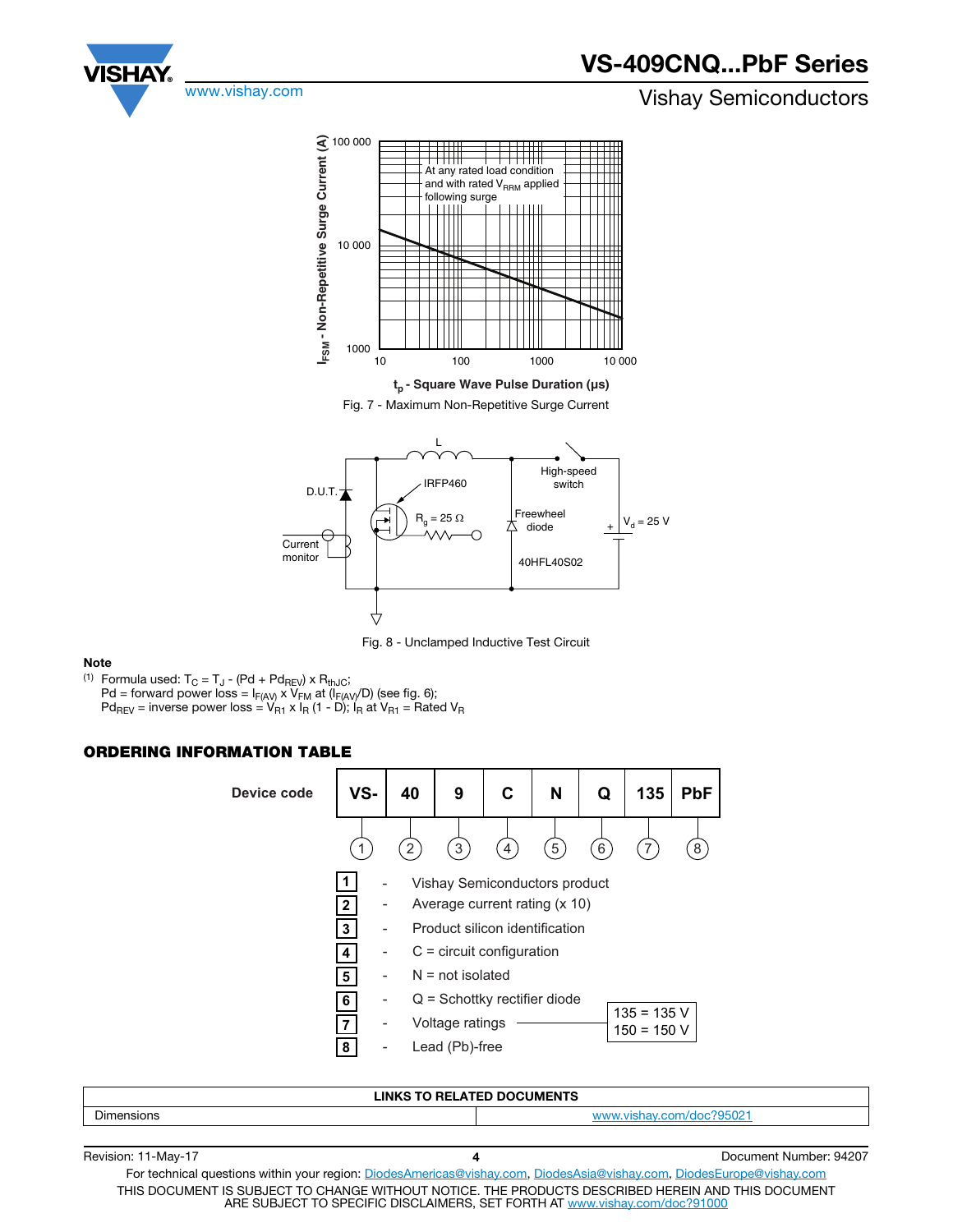100 000

10 000

1000

10 100 1000 10 000

$I_{FSM}$ - Non-Repetitive Surge Current (A)

$t_p$ - Square Wave Pulse Duration (µs)

At any rated load condition and with rated $V_{RRM}$ applied following surge

Fig. 7 - Maximum Non-Repetitive Surge Current

L

D.U.T.

IRFP460

$R_g$ = 25 Ω

Current monitor

High-speed switch

Freewheel diode

40HFL40S02

$V_d$ = 25 V

Fig. 8 - Unclamped Inductive Test Circuit

**Note**

(1) Formula used: $T_C = T_J - (Pd + Pd_{REV}) \times R_{thJC}$;
Pd = forward power loss = $I_{F(AV)} \times V_{FM}$ at ($I_{F(AV)}$/D) (see fig. 6);
$Pd_{REV}$ = inverse power loss = $V_{R1} \times I_R$ (1 - D); $I_R$ at $V_{R1}$ = Rated $V_R$

## ORDERING INFORMATION TABLE

| Device code | VS- | 40 | 9 | C | N | Q | 135 | PbF |
|---|---|---|---|---|---|---|---|---|
| | 1 | 2 | 3 | 4 | 5 | 6 | 7 | 8 |

1 - Vishay Semiconductors product

2 - Average current rating (x 10)

3 - Product silicon identification

4 - C = circuit configuration

5 - N = not isolated

6 - Q = Schottky rectifier diode

7 - Voltage ratings
- 135 = 135 V
- 150 = 150 V

8 - Lead (Pb)-free

| LINKS TO RELATED DOCUMENTS | |
|---|---|
| Dimensions | www.vishay.com/doc?95021 |